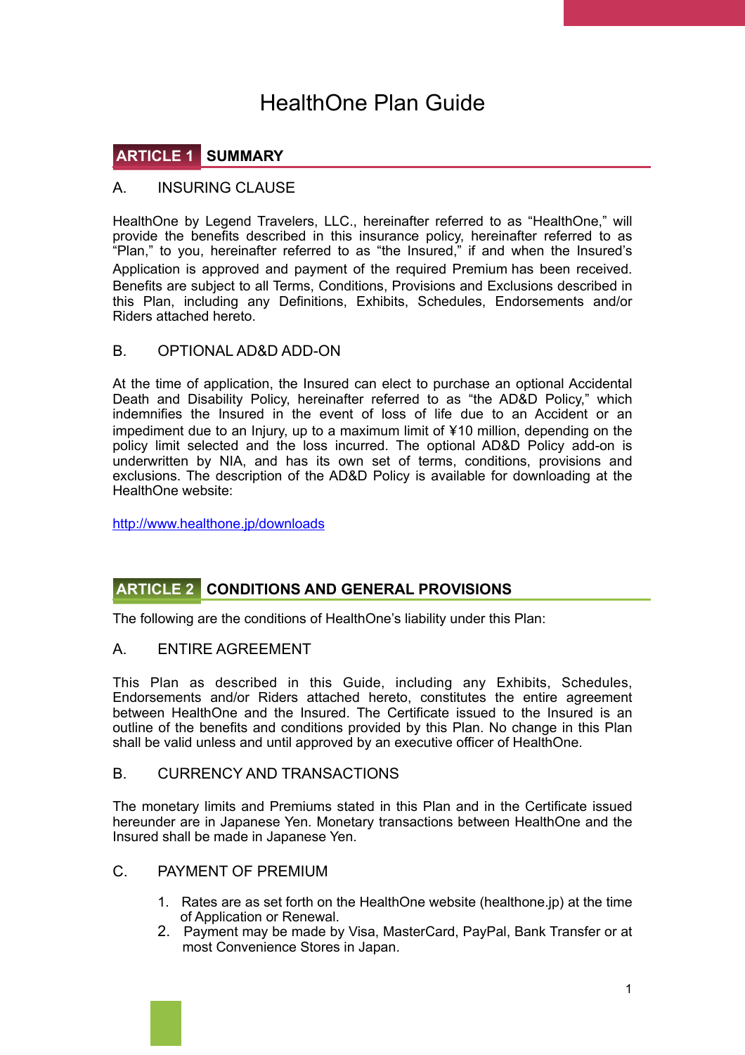# HealthOne Plan Guide

## ARTICLE 1 SUMMARY

### A. INSURING CLAUSE

HealthOne by Legend Travelers, LLC., hereinafter referred to as "HealthOne," will provide the benefits described in this insurance policy, hereinafter referred to as "Plan," to you, hereinafter referred to as "the Insured," if and when the Insured's Application is approved and payment of the required Premium has been received. Benefits are subject to all Terms, Conditions, Provisions and Exclusions described in this Plan, including any Definitions, Exhibits, Schedules, Endorsements and/or Riders attached hereto.

### B. OPTIONAL AD&D ADD-ON

At the time of application, the Insured can elect to purchase an optional Accidental Death and Disability Policy, hereinafter referred to as "the AD&D Policy," which indemnifies the Insured in the event of loss of life due to an Accident or an impediment due to an Injury, up to a maximum limit of ¥10 million, depending on the policy limit selected and the loss incurred. The optional AD&D Policy add-on is underwritten by NIA, and has its own set of terms, conditions, provisions and exclusions. The description of the AD&D Policy is available for downloading at the HealthOne website:

http://www.healthone.jp/downloads

## ARTICLE 2 CONDITIONS AND GENERAL PROVISIONS

The following are the conditions of HealthOne's liability under this Plan:

### A. ENTIRE AGREEMENT

This Plan as described in this Guide, including any Exhibits, Schedules, Endorsements and/or Riders attached hereto, constitutes the entire agreement between HealthOne and the Insured. The Certificate issued to the Insured is an outline of the benefits and conditions provided by this Plan. No change in this Plan shall be valid unless and until approved by an executive officer of HealthOne.

### B. CURRENCY AND TRANSACTIONS

The monetary limits and Premiums stated in this Plan and in the Certificate issued hereunder are in Japanese Yen. Monetary transactions between HealthOne and the Insured shall be made in Japanese Yen.

### C. PAYMENT OF PREMIUM

1. Rates are as set forth on the HealthOne website (healthone.jp) at the time of Application or Renewal.
2. Payment may be made by Visa, MasterCard, PayPal, Bank Transfer or at most Convenience Stores in Japan.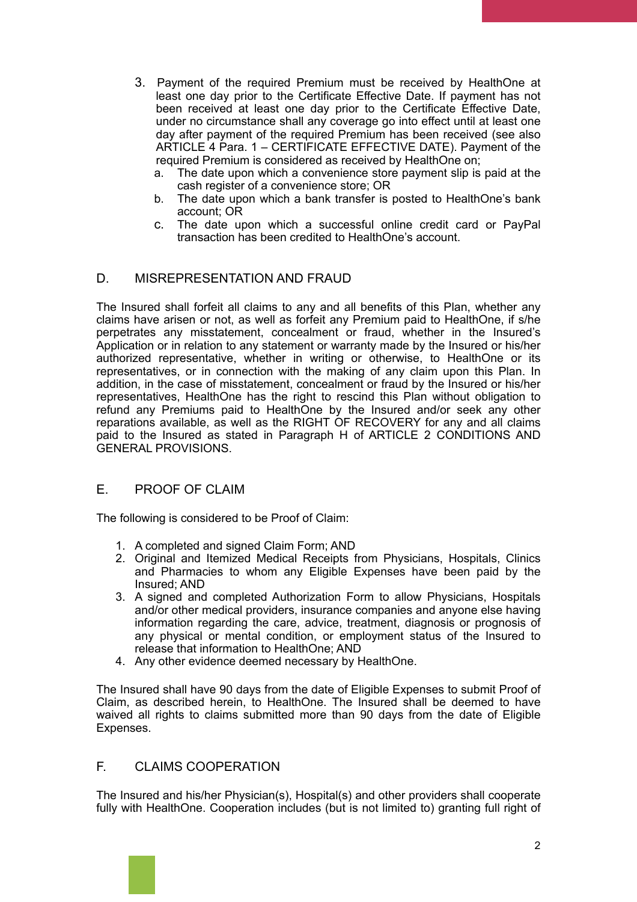3. Payment of the required Premium must be received by HealthOne at least one day prior to the Certificate Effective Date. If payment has not been received at least one day prior to the Certificate Effective Date, under no circumstance shall any coverage go into effect until at least one day after payment of the required Premium has been received (see also ARTICLE 4 Para. 1 – CERTIFICATE EFFECTIVE DATE). Payment of the required Premium is considered as received by HealthOne on;
   a. The date upon which a convenience store payment slip is paid at the cash register of a convenience store; OR
   b. The date upon which a bank transfer is posted to HealthOne's bank account; OR
   c. The date upon which a successful online credit card or PayPal transaction has been credited to HealthOne's account.

## D. MISREPRESENTATION AND FRAUD

The Insured shall forfeit all claims to any and all benefits of this Plan, whether any claims have arisen or not, as well as forfeit any Premium paid to HealthOne, if s/he perpetrates any misstatement, concealment or fraud, whether in the Insured's Application or in relation to any statement or warranty made by the Insured or his/her authorized representative, whether in writing or otherwise, to HealthOne or its representatives, or in connection with the making of any claim upon this Plan. In addition, in the case of misstatement, concealment or fraud by the Insured or his/her representatives, HealthOne has the right to rescind this Plan without obligation to refund any Premiums paid to HealthOne by the Insured and/or seek any other reparations available, as well as the RIGHT OF RECOVERY for any and all claims paid to the Insured as stated in Paragraph H of ARTICLE 2 CONDITIONS AND GENERAL PROVISIONS.

## E. PROOF OF CLAIM

The following is considered to be Proof of Claim:

1. A completed and signed Claim Form; AND
2. Original and Itemized Medical Receipts from Physicians, Hospitals, Clinics and Pharmacies to whom any Eligible Expenses have been paid by the Insured; AND
3. A signed and completed Authorization Form to allow Physicians, Hospitals and/or other medical providers, insurance companies and anyone else having information regarding the care, advice, treatment, diagnosis or prognosis of any physical or mental condition, or employment status of the Insured to release that information to HealthOne; AND
4. Any other evidence deemed necessary by HealthOne.

The Insured shall have 90 days from the date of Eligible Expenses to submit Proof of Claim, as described herein, to HealthOne. The Insured shall be deemed to have waived all rights to claims submitted more than 90 days from the date of Eligible Expenses.

## F. CLAIMS COOPERATION

The Insured and his/her Physician(s), Hospital(s) and other providers shall cooperate fully with HealthOne. Cooperation includes (but is not limited to) granting full right of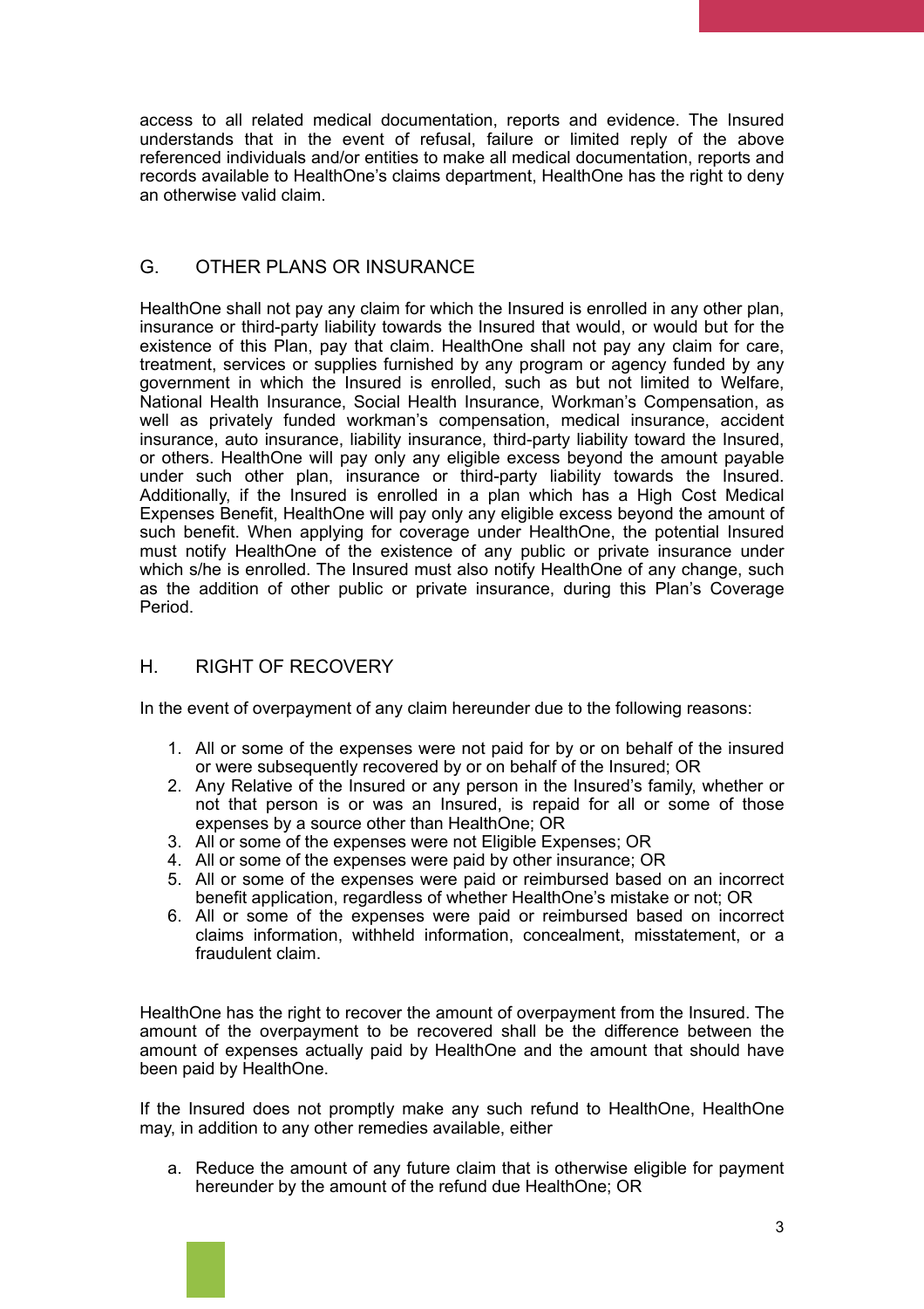access to all related medical documentation, reports and evidence. The Insured understands that in the event of refusal, failure or limited reply of the above referenced individuals and/or entities to make all medical documentation, reports and records available to HealthOne's claims department, HealthOne has the right to deny an otherwise valid claim.

## G. OTHER PLANS OR INSURANCE

HealthOne shall not pay any claim for which the Insured is enrolled in any other plan, insurance or third-party liability towards the Insured that would, or would but for the existence of this Plan, pay that claim. HealthOne shall not pay any claim for care, treatment, services or supplies furnished by any program or agency funded by any government in which the Insured is enrolled, such as but not limited to Welfare, National Health Insurance, Social Health Insurance, Workman's Compensation, as well as privately funded workman's compensation, medical insurance, accident insurance, auto insurance, liability insurance, third-party liability toward the Insured, or others. HealthOne will pay only any eligible excess beyond the amount payable under such other plan, insurance or third-party liability towards the Insured. Additionally, if the Insured is enrolled in a plan which has a High Cost Medical Expenses Benefit, HealthOne will pay only any eligible excess beyond the amount of such benefit. When applying for coverage under HealthOne, the potential Insured must notify HealthOne of the existence of any public or private insurance under which s/he is enrolled. The Insured must also notify HealthOne of any change, such as the addition of other public or private insurance, during this Plan's Coverage Period.

## H. RIGHT OF RECOVERY

In the event of overpayment of any claim hereunder due to the following reasons:

1. All or some of the expenses were not paid for by or on behalf of the insured or were subsequently recovered by or on behalf of the Insured; OR
2. Any Relative of the Insured or any person in the Insured's family, whether or not that person is or was an Insured, is repaid for all or some of those expenses by a source other than HealthOne; OR
3. All or some of the expenses were not Eligible Expenses; OR
4. All or some of the expenses were paid by other insurance; OR
5. All or some of the expenses were paid or reimbursed based on an incorrect benefit application, regardless of whether HealthOne's mistake or not; OR
6. All or some of the expenses were paid or reimbursed based on incorrect claims information, withheld information, concealment, misstatement, or a fraudulent claim.

HealthOne has the right to recover the amount of overpayment from the Insured. The amount of the overpayment to be recovered shall be the difference between the amount of expenses actually paid by HealthOne and the amount that should have been paid by HealthOne.

If the Insured does not promptly make any such refund to HealthOne, HealthOne may, in addition to any other remedies available, either

a. Reduce the amount of any future claim that is otherwise eligible for payment hereunder by the amount of the refund due HealthOne; OR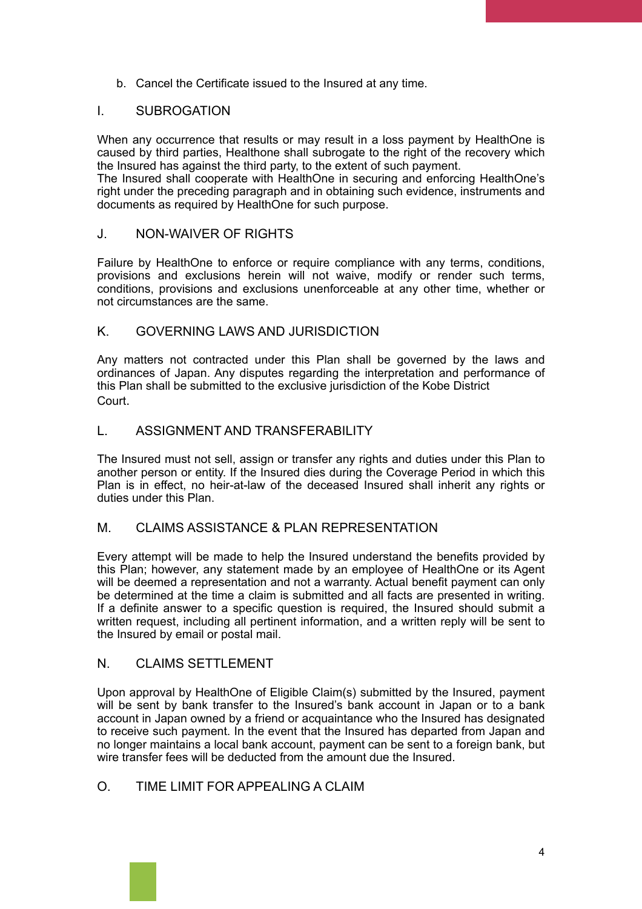b. Cancel the Certificate issued to the Insured at any time.

## I. SUBROGATION

When any occurrence that results or may result in a loss payment by HealthOne is caused by third parties, Healthone shall subrogate to the right of the recovery which the Insured has against the third party, to the extent of such payment.
The Insured shall cooperate with HealthOne in securing and enforcing HealthOne's right under the preceding paragraph and in obtaining such evidence, instruments and documents as required by HealthOne for such purpose.

## J. NON-WAIVER OF RIGHTS

Failure by HealthOne to enforce or require compliance with any terms, conditions, provisions and exclusions herein will not waive, modify or render such terms, conditions, provisions and exclusions unenforceable at any other time, whether or not circumstances are the same.

## K. GOVERNING LAWS AND JURISDICTION

Any matters not contracted under this Plan shall be governed by the laws and ordinances of Japan. Any disputes regarding the interpretation and performance of this Plan shall be submitted to the exclusive jurisdiction of the Kobe District Court.

## L. ASSIGNMENT AND TRANSFERABILITY

The Insured must not sell, assign or transfer any rights and duties under this Plan to another person or entity. If the Insured dies during the Coverage Period in which this Plan is in effect, no heir-at-law of the deceased Insured shall inherit any rights or duties under this Plan.

## M. CLAIMS ASSISTANCE & PLAN REPRESENTATION

Every attempt will be made to help the Insured understand the benefits provided by this Plan; however, any statement made by an employee of HealthOne or its Agent will be deemed a representation and not a warranty. Actual benefit payment can only be determined at the time a claim is submitted and all facts are presented in writing. If a definite answer to a specific question is required, the Insured should submit a written request, including all pertinent information, and a written reply will be sent to the Insured by email or postal mail.

## N. CLAIMS SETTLEMENT

Upon approval by HealthOne of Eligible Claim(s) submitted by the Insured, payment will be sent by bank transfer to the Insured's bank account in Japan or to a bank account in Japan owned by a friend or acquaintance who the Insured has designated to receive such payment. In the event that the Insured has departed from Japan and no longer maintains a local bank account, payment can be sent to a foreign bank, but wire transfer fees will be deducted from the amount due the Insured.

## O. TIME LIMIT FOR APPEALING A CLAIM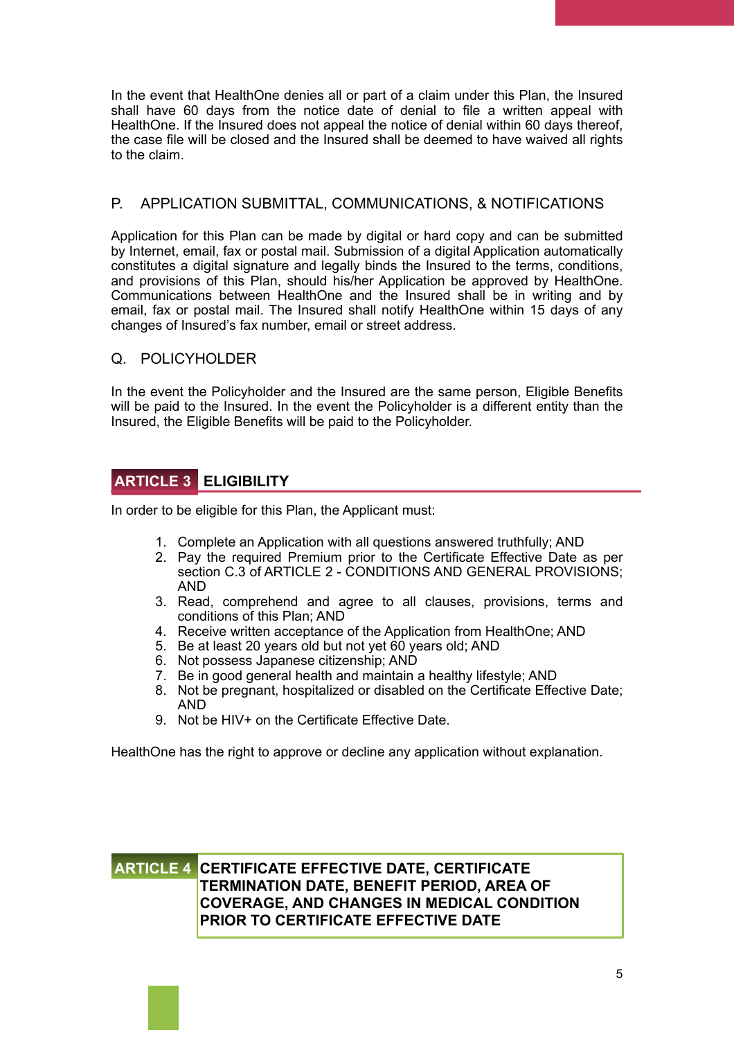In the event that HealthOne denies all or part of a claim under this Plan, the Insured shall have 60 days from the notice date of denial to file a written appeal with HealthOne. If the Insured does not appeal the notice of denial within 60 days thereof, the case file will be closed and the Insured shall be deemed to have waived all rights to the claim.

### P. APPLICATION SUBMITTAL, COMMUNICATIONS, & NOTIFICATIONS

Application for this Plan can be made by digital or hard copy and can be submitted by Internet, email, fax or postal mail. Submission of a digital Application automatically constitutes a digital signature and legally binds the Insured to the terms, conditions, and provisions of this Plan, should his/her Application be approved by HealthOne. Communications between HealthOne and the Insured shall be in writing and by email, fax or postal mail. The Insured shall notify HealthOne within 15 days of any changes of Insured's fax number, email or street address.

### Q. POLICYHOLDER

In the event the Policyholder and the Insured are the same person, Eligible Benefits will be paid to the Insured. In the event the Policyholder is a different entity than the Insured, the Eligible Benefits will be paid to the Policyholder.

## ARTICLE 3 ELIGIBILITY

In order to be eligible for this Plan, the Applicant must:

1. Complete an Application with all questions answered truthfully; AND
2. Pay the required Premium prior to the Certificate Effective Date as per section C.3 of ARTICLE 2 - CONDITIONS AND GENERAL PROVISIONS; AND
3. Read, comprehend and agree to all clauses, provisions, terms and conditions of this Plan; AND
4. Receive written acceptance of the Application from HealthOne; AND
5. Be at least 20 years old but not yet 60 years old; AND
6. Not possess Japanese citizenship; AND
7. Be in good general health and maintain a healthy lifestyle; AND
8. Not be pregnant, hospitalized or disabled on the Certificate Effective Date; AND
9. Not be HIV+ on the Certificate Effective Date.

HealthOne has the right to approve or decline any application without explanation.

## ARTICLE 4 CERTIFICATE EFFECTIVE DATE, CERTIFICATE TERMINATION DATE, BENEFIT PERIOD, AREA OF COVERAGE, AND CHANGES IN MEDICAL CONDITION PRIOR TO CERTIFICATE EFFECTIVE DATE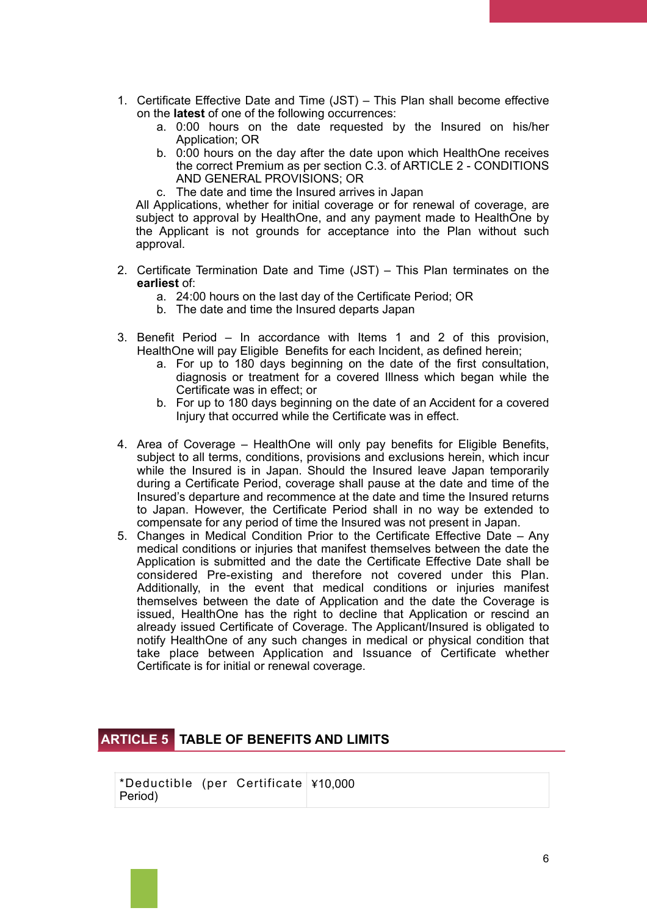1. Certificate Effective Date and Time (JST) – This Plan shall become effective on the **latest** of one of the following occurrences:
   a. 0:00 hours on the date requested by the Insured on his/her Application; OR
   b. 0:00 hours on the day after the date upon which HealthOne receives the correct Premium as per section C.3. of ARTICLE 2 - CONDITIONS AND GENERAL PROVISIONS; OR
   c. The date and time the Insured arrives in Japan

   All Applications, whether for initial coverage or for renewal of coverage, are subject to approval by HealthOne, and any payment made to HealthOne by the Applicant is not grounds for acceptance into the Plan without such approval.

2. Certificate Termination Date and Time (JST) – This Plan terminates on the **earliest** of:
   a. 24:00 hours on the last day of the Certificate Period; OR
   b. The date and time the Insured departs Japan

3. Benefit Period – In accordance with Items 1 and 2 of this provision, HealthOne will pay Eligible Benefits for each Incident, as defined herein;
   a. For up to 180 days beginning on the date of the first consultation, diagnosis or treatment for a covered Illness which began while the Certificate was in effect; or
   b. For up to 180 days beginning on the date of an Accident for a covered Injury that occurred while the Certificate was in effect.

4. Area of Coverage – HealthOne will only pay benefits for Eligible Benefits, subject to all terms, conditions, provisions and exclusions herein, which incur while the Insured is in Japan. Should the Insured leave Japan temporarily during a Certificate Period, coverage shall pause at the date and time of the Insured's departure and recommence at the date and time the Insured returns to Japan. However, the Certificate Period shall in no way be extended to compensate for any period of time the Insured was not present in Japan.
5. Changes in Medical Condition Prior to the Certificate Effective Date – Any medical conditions or injuries that manifest themselves between the date the Application is submitted and the date the Certificate Effective Date shall be considered Pre-existing and therefore not covered under this Plan. Additionally, in the event that medical conditions or injuries manifest themselves between the date of Application and the date the Coverage is issued, HealthOne has the right to decline that Application or rescind an already issued Certificate of Coverage. The Applicant/Insured is obligated to notify HealthOne of any such changes in medical or physical condition that take place between Application and Issuance of Certificate whether Certificate is for initial or renewal coverage.

## ARTICLE 5 TABLE OF BENEFITS AND LIMITS

| *Deductible (per Certificate Period) | ¥10,000 |
|---|---|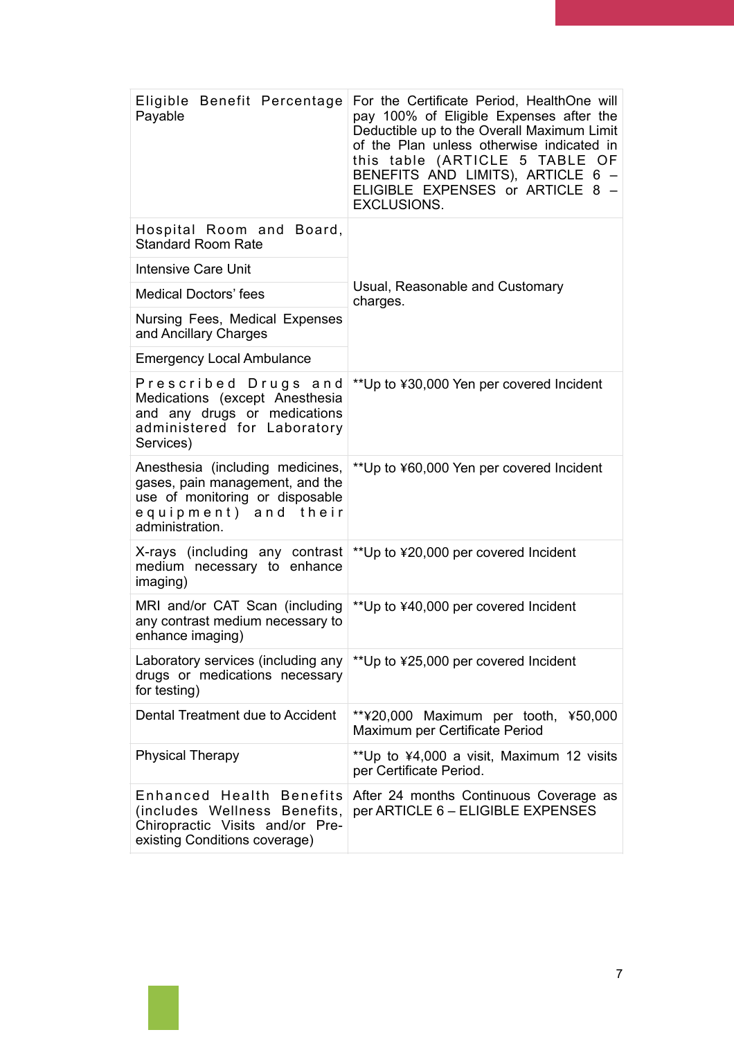| Eligible Benefit Percentage Payable | For the Certificate Period, HealthOne will pay 100% of Eligible Expenses after the Deductible up to the Overall Maximum Limit of the Plan unless otherwise indicated in this table (ARTICLE 5 TABLE OF BENEFITS AND LIMITS), ARTICLE 6 – ELIGIBLE EXPENSES or ARTICLE 8 – EXCLUSIONS. |
|---|---|
| Hospital Room and Board, Standard Room Rate | Usual, Reasonable and Customary charges. |
| Intensive Care Unit | |
| Medical Doctors' fees | |
| Nursing Fees, Medical Expenses and Ancillary Charges | |
| Emergency Local Ambulance | |
| Prescribed Drugs and Medications (except Anesthesia and any drugs or medications administered for Laboratory Services) | **Up to ¥30,000 Yen per covered Incident |
| Anesthesia (including medicines, gases, pain management, and the use of monitoring or disposable equipment) and their administration. | **Up to ¥60,000 Yen per covered Incident |
| X-rays (including any contrast medium necessary to enhance imaging) | **Up to ¥20,000 per covered Incident |
| MRI and/or CAT Scan (including any contrast medium necessary to enhance imaging) | **Up to ¥40,000 per covered Incident |
| Laboratory services (including any drugs or medications necessary for testing) | **Up to ¥25,000 per covered Incident |
| Dental Treatment due to Accident | **¥20,000 Maximum per tooth, ¥50,000 Maximum per Certificate Period |
| Physical Therapy | **Up to ¥4,000 a visit, Maximum 12 visits per Certificate Period. |
| Enhanced Health Benefits (includes Wellness Benefits, Chiropractic Visits and/or Pre-existing Conditions coverage) | After 24 months Continuous Coverage as per ARTICLE 6 – ELIGIBLE EXPENSES |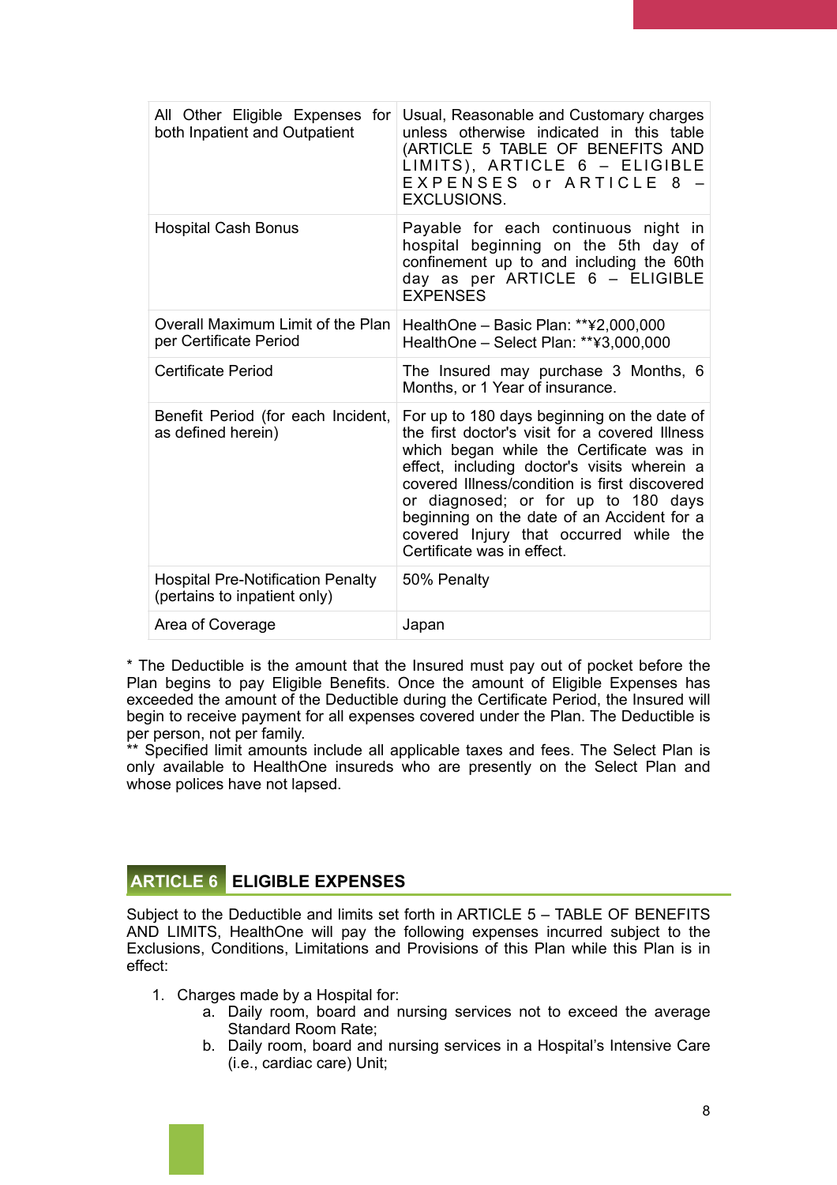| | |
|---|---|
| All Other Eligible Expenses for both Inpatient and Outpatient | Usual, Reasonable and Customary charges unless otherwise indicated in this table (ARTICLE 5 TABLE OF BENEFITS AND LIMITS), ARTICLE 6 – ELIGIBLE EXPENSES or ARTICLE 8 – EXCLUSIONS. |
| Hospital Cash Bonus | Payable for each continuous night in hospital beginning on the 5th day of confinement up to and including the 60th day as per ARTICLE 6 – ELIGIBLE EXPENSES |
| Overall Maximum Limit of the Plan per Certificate Period | HealthOne – Basic Plan: **¥2,000,000<br>HealthOne – Select Plan: **¥3,000,000 |
| Certificate Period | The Insured may purchase 3 Months, 6 Months, or 1 Year of insurance. |
| Benefit Period (for each Incident, as defined herein) | For up to 180 days beginning on the date of the first doctor's visit for a covered Illness which began while the Certificate was in effect, including doctor's visits wherein a covered Illness/condition is first discovered or diagnosed; or for up to 180 days beginning on the date of an Accident for a covered Injury that occurred while the Certificate was in effect. |
| Hospital Pre-Notification Penalty (pertains to inpatient only) | 50% Penalty |
| Area of Coverage | Japan |

* The Deductible is the amount that the Insured must pay out of pocket before the Plan begins to pay Eligible Benefits. Once the amount of Eligible Expenses has exceeded the amount of the Deductible during the Certificate Period, the Insured will begin to receive payment for all expenses covered under the Plan. The Deductible is per person, not per family.
** Specified limit amounts include all applicable taxes and fees. The Select Plan is only available to HealthOne insureds who are presently on the Select Plan and whose polices have not lapsed.

## ARTICLE 6 ELIGIBLE EXPENSES

Subject to the Deductible and limits set forth in ARTICLE 5 – TABLE OF BENEFITS AND LIMITS, HealthOne will pay the following expenses incurred subject to the Exclusions, Conditions, Limitations and Provisions of this Plan while this Plan is in effect:

1. Charges made by a Hospital for:
    a. Daily room, board and nursing services not to exceed the average Standard Room Rate;
    b. Daily room, board and nursing services in a Hospital's Intensive Care (i.e., cardiac care) Unit;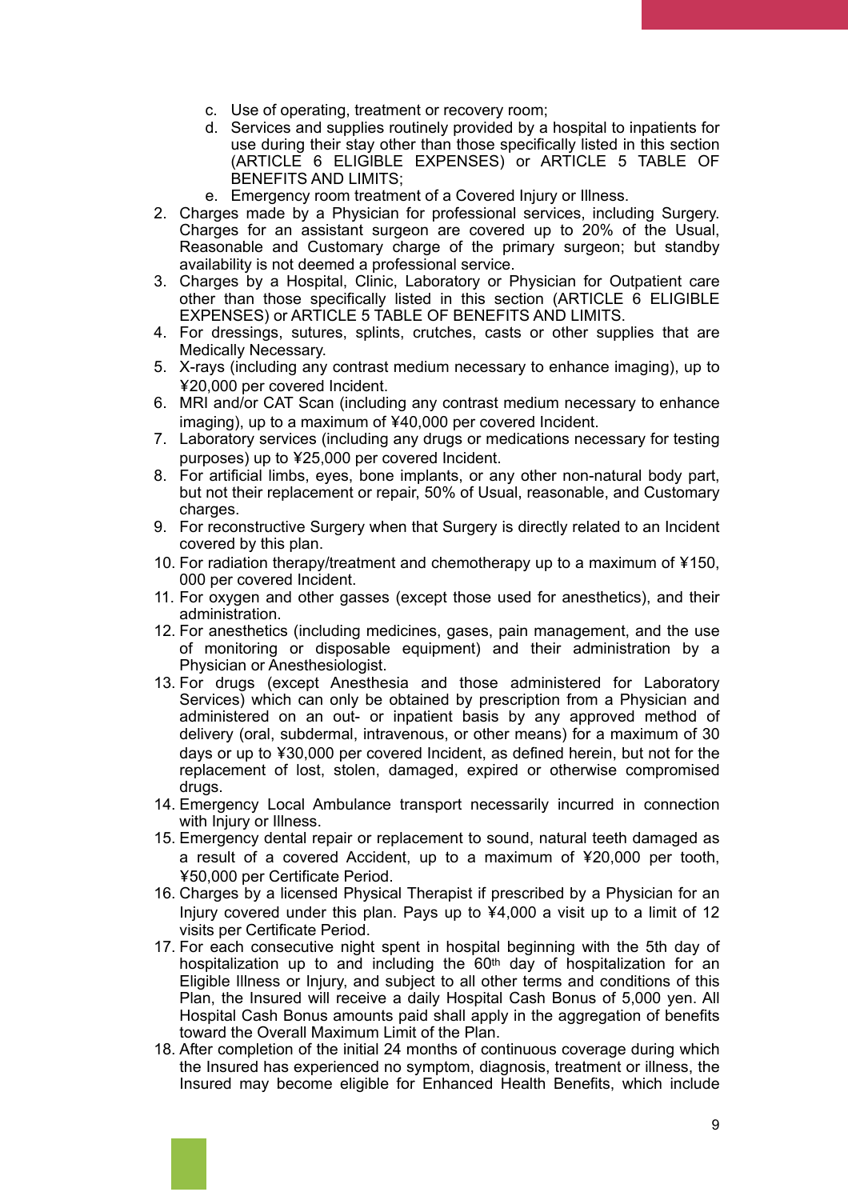c. Use of operating, treatment or recovery room;
   d. Services and supplies routinely provided by a hospital to inpatients for use during their stay other than those specifically listed in this section (ARTICLE 6 ELIGIBLE EXPENSES) or ARTICLE 5 TABLE OF BENEFITS AND LIMITS;
   e. Emergency room treatment of a Covered Injury or Illness.
2. Charges made by a Physician for professional services, including Surgery. Charges for an assistant surgeon are covered up to 20% of the Usual, Reasonable and Customary charge of the primary surgeon; but standby availability is not deemed a professional service.
3. Charges by a Hospital, Clinic, Laboratory or Physician for Outpatient care other than those specifically listed in this section (ARTICLE 6 ELIGIBLE EXPENSES) or ARTICLE 5 TABLE OF BENEFITS AND LIMITS.
4. For dressings, sutures, splints, crutches, casts or other supplies that are Medically Necessary.
5. X-rays (including any contrast medium necessary to enhance imaging), up to ¥20,000 per covered Incident.
6. MRI and/or CAT Scan (including any contrast medium necessary to enhance imaging), up to a maximum of ¥40,000 per covered Incident.
7. Laboratory services (including any drugs or medications necessary for testing purposes) up to ¥25,000 per covered Incident.
8. For artificial limbs, eyes, bone implants, or any other non-natural body part, but not their replacement or repair, 50% of Usual, reasonable, and Customary charges.
9. For reconstructive Surgery when that Surgery is directly related to an Incident covered by this plan.
10. For radiation therapy/treatment and chemotherapy up to a maximum of ¥150, 000 per covered Incident.
11. For oxygen and other gasses (except those used for anesthetics), and their administration.
12. For anesthetics (including medicines, gases, pain management, and the use of monitoring or disposable equipment) and their administration by a Physician or Anesthesiologist.
13. For drugs (except Anesthesia and those administered for Laboratory Services) which can only be obtained by prescription from a Physician and administered on an out- or inpatient basis by any approved method of delivery (oral, subdermal, intravenous, or other means) for a maximum of 30 days or up to ¥30,000 per covered Incident, as defined herein, but not for the replacement of lost, stolen, damaged, expired or otherwise compromised drugs.
14. Emergency Local Ambulance transport necessarily incurred in connection with Injury or Illness.
15. Emergency dental repair or replacement to sound, natural teeth damaged as a result of a covered Accident, up to a maximum of ¥20,000 per tooth, ¥50,000 per Certificate Period.
16. Charges by a licensed Physical Therapist if prescribed by a Physician for an Injury covered under this plan. Pays up to ¥4,000 a visit up to a limit of 12 visits per Certificate Period.
17. For each consecutive night spent in hospital beginning with the 5th day of hospitalization up to and including the 60th day of hospitalization for an Eligible Illness or Injury, and subject to all other terms and conditions of this Plan, the Insured will receive a daily Hospital Cash Bonus of 5,000 yen. All Hospital Cash Bonus amounts paid shall apply in the aggregation of benefits toward the Overall Maximum Limit of the Plan.
18. After completion of the initial 24 months of continuous coverage during which the Insured has experienced no symptom, diagnosis, treatment or illness, the Insured may become eligible for Enhanced Health Benefits, which include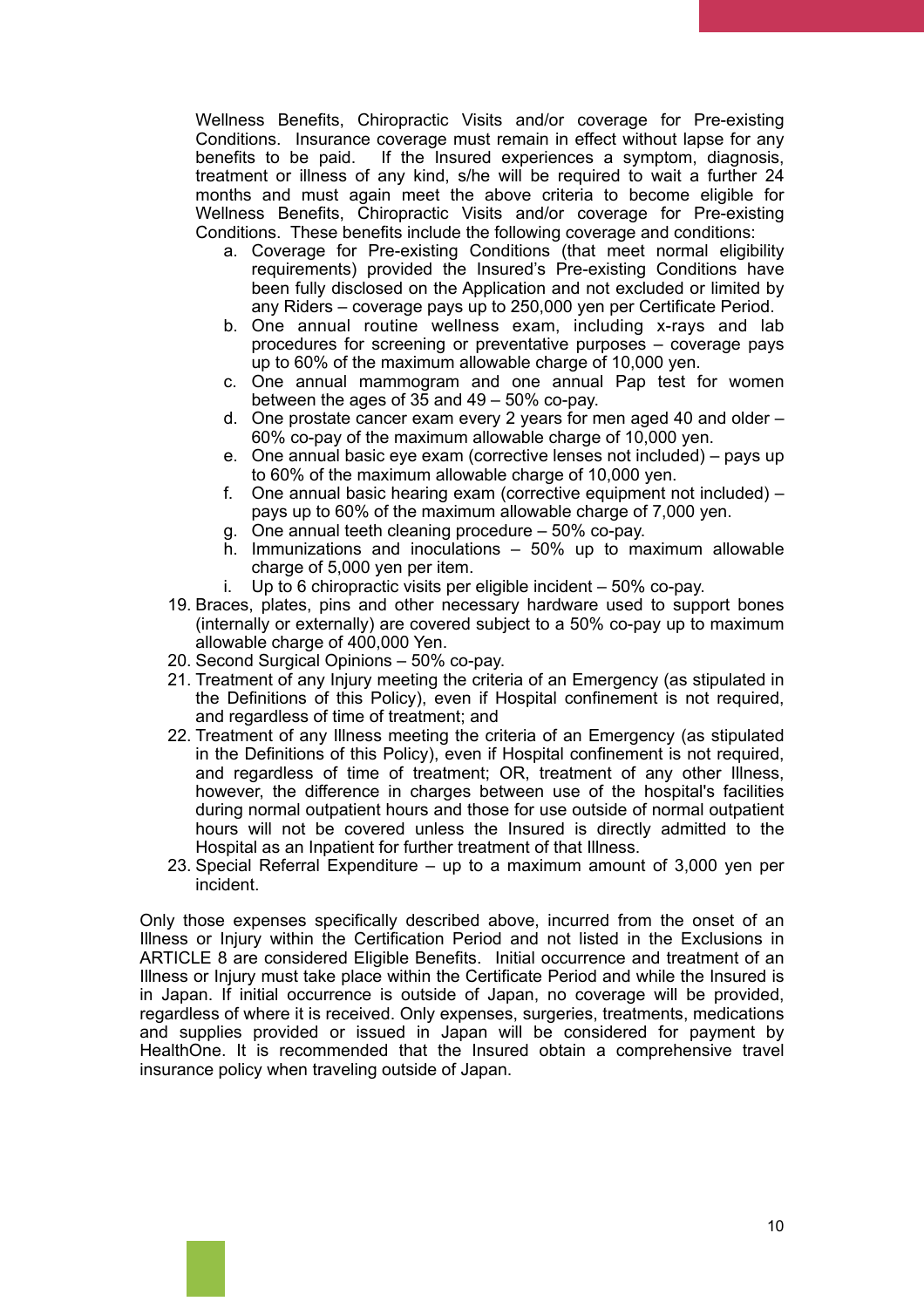Wellness Benefits, Chiropractic Visits and/or coverage for Pre-existing Conditions. Insurance coverage must remain in effect without lapse for any benefits to be paid. If the Insured experiences a symptom, diagnosis, treatment or illness of any kind, s/he will be required to wait a further 24 months and must again meet the above criteria to become eligible for Wellness Benefits, Chiropractic Visits and/or coverage for Pre-existing Conditions. These benefits include the following coverage and conditions:

a. Coverage for Pre-existing Conditions (that meet normal eligibility requirements) provided the Insured's Pre-existing Conditions have been fully disclosed on the Application and not excluded or limited by any Riders – coverage pays up to 250,000 yen per Certificate Period.
b. One annual routine wellness exam, including x-rays and lab procedures for screening or preventative purposes – coverage pays up to 60% of the maximum allowable charge of 10,000 yen.
c. One annual mammogram and one annual Pap test for women between the ages of 35 and 49 – 50% co-pay.
d. One prostate cancer exam every 2 years for men aged 40 and older – 60% co-pay of the maximum allowable charge of 10,000 yen.
e. One annual basic eye exam (corrective lenses not included) – pays up to 60% of the maximum allowable charge of 10,000 yen.
f. One annual basic hearing exam (corrective equipment not included) – pays up to 60% of the maximum allowable charge of 7,000 yen.
g. One annual teeth cleaning procedure – 50% co-pay.
h. Immunizations and inoculations – 50% up to maximum allowable charge of 5,000 yen per item.
i. Up to 6 chiropractic visits per eligible incident – 50% co-pay.

19. Braces, plates, pins and other necessary hardware used to support bones (internally or externally) are covered subject to a 50% co-pay up to maximum allowable charge of 400,000 Yen.
20. Second Surgical Opinions – 50% co-pay.
21. Treatment of any Injury meeting the criteria of an Emergency (as stipulated in the Definitions of this Policy), even if Hospital confinement is not required, and regardless of time of treatment; and
22. Treatment of any Illness meeting the criteria of an Emergency (as stipulated in the Definitions of this Policy), even if Hospital confinement is not required, and regardless of time of treatment; OR, treatment of any other Illness, however, the difference in charges between use of the hospital's facilities during normal outpatient hours and those for use outside of normal outpatient hours will not be covered unless the Insured is directly admitted to the Hospital as an Inpatient for further treatment of that Illness.
23. Special Referral Expenditure – up to a maximum amount of 3,000 yen per incident.

Only those expenses specifically described above, incurred from the onset of an Illness or Injury within the Certification Period and not listed in the Exclusions in ARTICLE 8 are considered Eligible Benefits. Initial occurrence and treatment of an Illness or Injury must take place within the Certificate Period and while the Insured is in Japan. If initial occurrence is outside of Japan, no coverage will be provided, regardless of where it is received. Only expenses, surgeries, treatments, medications and supplies provided or issued in Japan will be considered for payment by HealthOne. It is recommended that the Insured obtain a comprehensive travel insurance policy when traveling outside of Japan.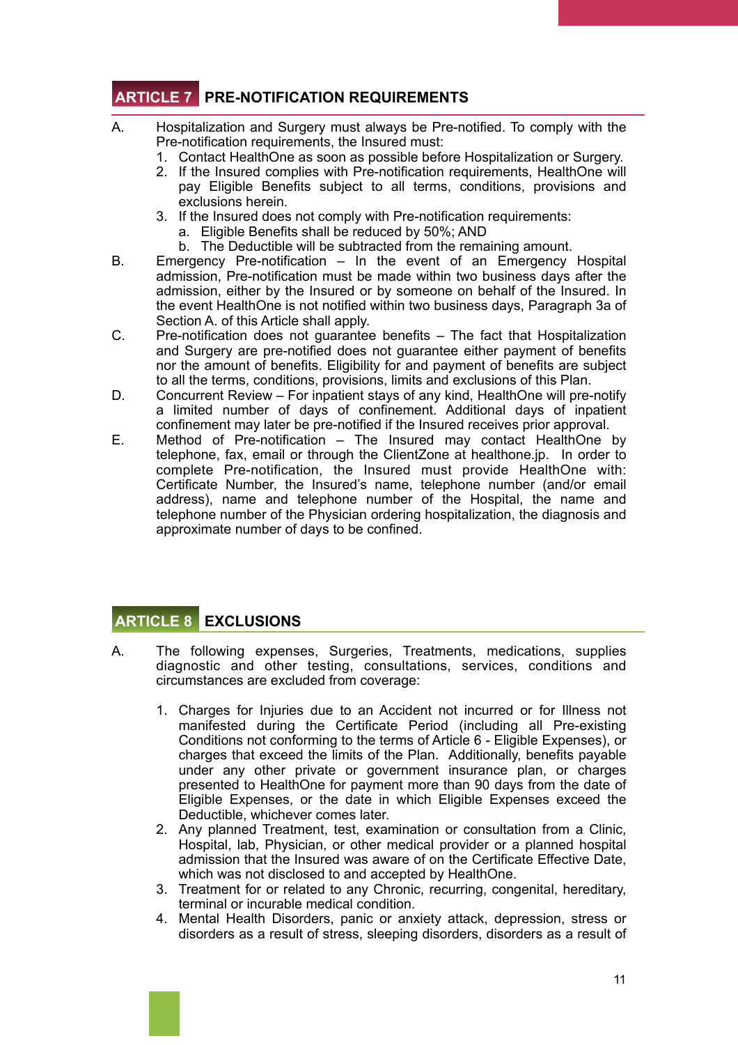## ARTICLE 7 PRE-NOTIFICATION REQUIREMENTS

A. Hospitalization and Surgery must always be Pre-notified. To comply with the Pre-notification requirements, the Insured must:
   1. Contact HealthOne as soon as possible before Hospitalization or Surgery.
   2. If the Insured complies with Pre-notification requirements, HealthOne will pay Eligible Benefits subject to all terms, conditions, provisions and exclusions herein.
   3. If the Insured does not comply with Pre-notification requirements:
      a. Eligible Benefits shall be reduced by 50%; AND
      b. The Deductible will be subtracted from the remaining amount.

B. Emergency Pre-notification – In the event of an Emergency Hospital admission, Pre-notification must be made within two business days after the admission, either by the Insured or by someone on behalf of the Insured. In the event HealthOne is not notified within two business days, Paragraph 3a of Section A. of this Article shall apply.

C. Pre-notification does not guarantee benefits – The fact that Hospitalization and Surgery are pre-notified does not guarantee either payment of benefits nor the amount of benefits. Eligibility for and payment of benefits are subject to all the terms, conditions, provisions, limits and exclusions of this Plan.

D. Concurrent Review – For inpatient stays of any kind, HealthOne will pre-notify a limited number of days of confinement. Additional days of inpatient confinement may later be pre-notified if the Insured receives prior approval.

E. Method of Pre-notification – The Insured may contact HealthOne by telephone, fax, email or through the ClientZone at healthone.jp. In order to complete Pre-notification, the Insured must provide HealthOne with: Certificate Number, the Insured's name, telephone number (and/or email address), name and telephone number of the Hospital, the name and telephone number of the Physician ordering hospitalization, the diagnosis and approximate number of days to be confined.

## ARTICLE 8 EXCLUSIONS

A. The following expenses, Surgeries, Treatments, medications, supplies diagnostic and other testing, consultations, services, conditions and circumstances are excluded from coverage:

   1. Charges for Injuries due to an Accident not incurred or for Illness not manifested during the Certificate Period (including all Pre-existing Conditions not conforming to the terms of Article 6 - Eligible Expenses), or charges that exceed the limits of the Plan. Additionally, benefits payable under any other private or government insurance plan, or charges presented to HealthOne for payment more than 90 days from the date of Eligible Expenses, or the date in which Eligible Expenses exceed the Deductible, whichever comes later.
   2. Any planned Treatment, test, examination or consultation from a Clinic, Hospital, lab, Physician, or other medical provider or a planned hospital admission that the Insured was aware of on the Certificate Effective Date, which was not disclosed to and accepted by HealthOne.
   3. Treatment for or related to any Chronic, recurring, congenital, hereditary, terminal or incurable medical condition.
   4. Mental Health Disorders, panic or anxiety attack, depression, stress or disorders as a result of stress, sleeping disorders, disorders as a result of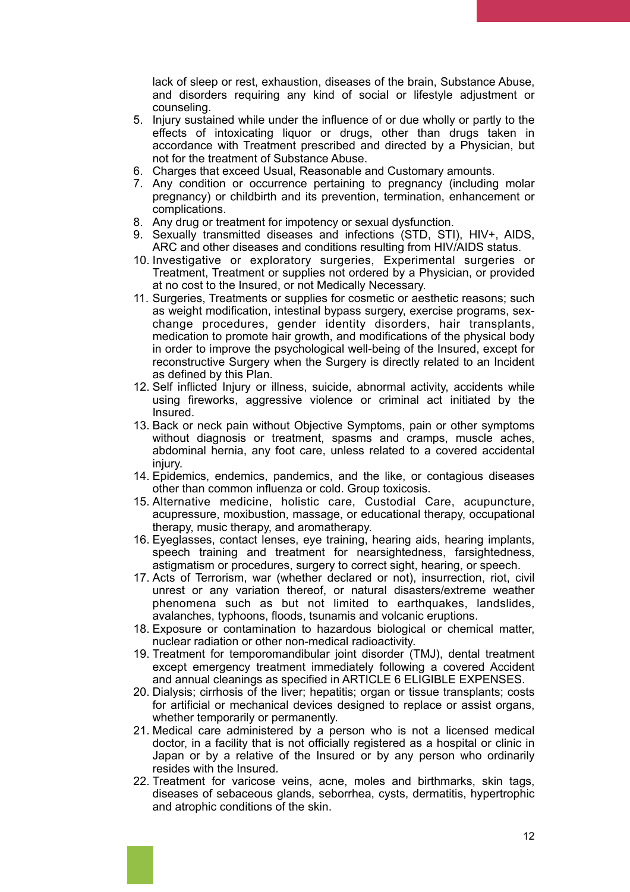lack of sleep or rest, exhaustion, diseases of the brain, Substance Abuse, and disorders requiring any kind of social or lifestyle adjustment or counseling.

5. Injury sustained while under the influence of or due wholly or partly to the effects of intoxicating liquor or drugs, other than drugs taken in accordance with Treatment prescribed and directed by a Physician, but not for the treatment of Substance Abuse.
6. Charges that exceed Usual, Reasonable and Customary amounts.
7. Any condition or occurrence pertaining to pregnancy (including molar pregnancy) or childbirth and its prevention, termination, enhancement or complications.
8. Any drug or treatment for impotency or sexual dysfunction.
9. Sexually transmitted diseases and infections (STD, STI), HIV+, AIDS, ARC and other diseases and conditions resulting from HIV/AIDS status.
10. Investigative or exploratory surgeries, Experimental surgeries or Treatment, Treatment or supplies not ordered by a Physician, or provided at no cost to the Insured, or not Medically Necessary.
11. Surgeries, Treatments or supplies for cosmetic or aesthetic reasons; such as weight modification, intestinal bypass surgery, exercise programs, sex-change procedures, gender identity disorders, hair transplants, medication to promote hair growth, and modifications of the physical body in order to improve the psychological well-being of the Insured, except for reconstructive Surgery when the Surgery is directly related to an Incident as defined by this Plan.
12. Self inflicted Injury or illness, suicide, abnormal activity, accidents while using fireworks, aggressive violence or criminal act initiated by the Insured.
13. Back or neck pain without Objective Symptoms, pain or other symptoms without diagnosis or treatment, spasms and cramps, muscle aches, abdominal hernia, any foot care, unless related to a covered accidental injury.
14. Epidemics, endemics, pandemics, and the like, or contagious diseases other than common influenza or cold. Group toxicosis.
15. Alternative medicine, holistic care, Custodial Care, acupuncture, acupressure, moxibustion, massage, or educational therapy, occupational therapy, music therapy, and aromatherapy.
16. Eyeglasses, contact lenses, eye training, hearing aids, hearing implants, speech training and treatment for nearsightedness, farsightedness, astigmatism or procedures, surgery to correct sight, hearing, or speech.
17. Acts of Terrorism, war (whether declared or not), insurrection, riot, civil unrest or any variation thereof, or natural disasters/extreme weather phenomena such as but not limited to earthquakes, landslides, avalanches, typhoons, floods, tsunamis and volcanic eruptions.
18. Exposure or contamination to hazardous biological or chemical matter, nuclear radiation or other non-medical radioactivity.
19. Treatment for temporomandibular joint disorder (TMJ), dental treatment except emergency treatment immediately following a covered Accident and annual cleanings as specified in ARTICLE 6 ELIGIBLE EXPENSES.
20. Dialysis; cirrhosis of the liver; hepatitis; organ or tissue transplants; costs for artificial or mechanical devices designed to replace or assist organs, whether temporarily or permanently.
21. Medical care administered by a person who is not a licensed medical doctor, in a facility that is not officially registered as a hospital or clinic in Japan or by a relative of the Insured or by any person who ordinarily resides with the Insured.
22. Treatment for varicose veins, acne, moles and birthmarks, skin tags, diseases of sebaceous glands, seborrhea, cysts, dermatitis, hypertrophic and atrophic conditions of the skin.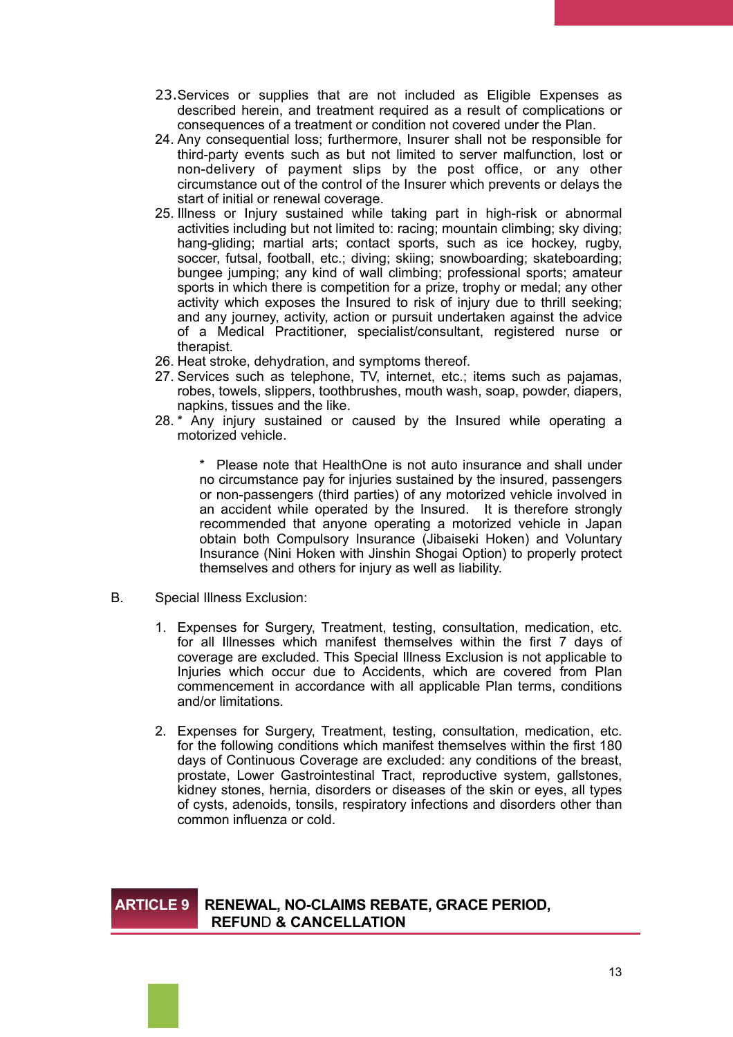23. Services or supplies that are not included as Eligible Expenses as described herein, and treatment required as a result of complications or consequences of a treatment or condition not covered under the Plan.
24. Any consequential loss; furthermore, Insurer shall not be responsible for third-party events such as but not limited to server malfunction, lost or non-delivery of payment slips by the post office, or any other circumstance out of the control of the Insurer which prevents or delays the start of initial or renewal coverage.
25. Illness or Injury sustained while taking part in high-risk or abnormal activities including but not limited to: racing; mountain climbing; sky diving; hang-gliding; martial arts; contact sports, such as ice hockey, rugby, soccer, futsal, football, etc.; diving; skiing; snowboarding; skateboarding; bungee jumping; any kind of wall climbing; professional sports; amateur sports in which there is competition for a prize, trophy or medal; any other activity which exposes the Insured to risk of injury due to thrill seeking; and any journey, activity, action or pursuit undertaken against the advice of a Medical Practitioner, specialist/consultant, registered nurse or therapist.
26. Heat stroke, dehydration, and symptoms thereof.
27. Services such as telephone, TV, internet, etc.; items such as pajamas, robes, towels, slippers, toothbrushes, mouth wash, soap, powder, diapers, napkins, tissues and the like.
28. * Any injury sustained or caused by the Insured while operating a motorized vehicle.

    * Please note that HealthOne is not auto insurance and shall under no circumstance pay for injuries sustained by the insured, passengers or non-passengers (third parties) of any motorized vehicle involved in an accident while operated by the Insured. It is therefore strongly recommended that anyone operating a motorized vehicle in Japan obtain both Compulsory Insurance (Jibaiseki Hoken) and Voluntary Insurance (Nini Hoken with Jinshin Shogai Option) to properly protect themselves and others for injury as well as liability.

B. Special Illness Exclusion:

1. Expenses for Surgery, Treatment, testing, consultation, medication, etc. for all Illnesses which manifest themselves within the first 7 days of coverage are excluded. This Special Illness Exclusion is not applicable to Injuries which occur due to Accidents, which are covered from Plan commencement in accordance with all applicable Plan terms, conditions and/or limitations.

2. Expenses for Surgery, Treatment, testing, consultation, medication, etc. for the following conditions which manifest themselves within the first 180 days of Continuous Coverage are excluded: any conditions of the breast, prostate, Lower Gastrointestinal Tract, reproductive system, gallstones, kidney stones, hernia, disorders or diseases of the skin or eyes, all types of cysts, adenoids, tonsils, respiratory infections and disorders other than common influenza or cold.

## ARTICLE 9 RENEWAL, NO-CLAIMS REBATE, GRACE PERIOD, REFUND & CANCELLATION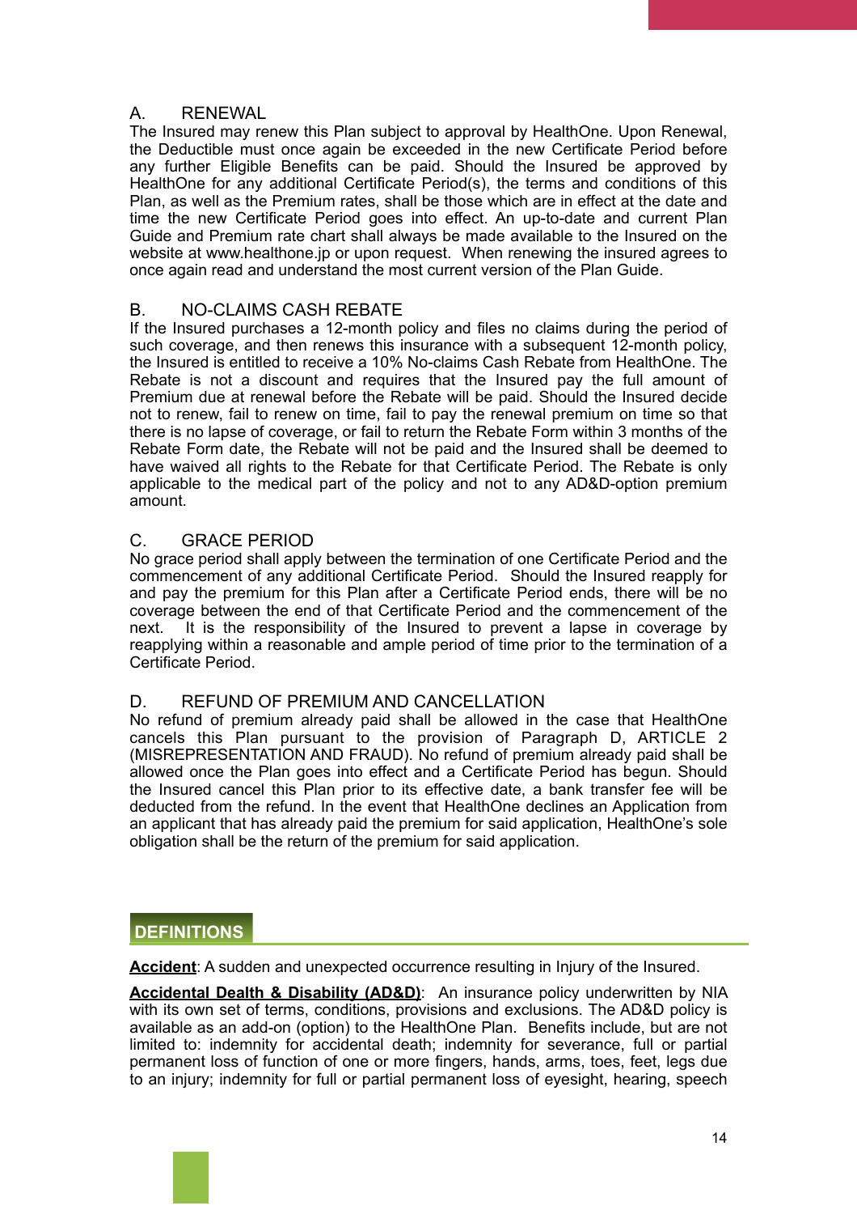### A. RENEWAL

The Insured may renew this Plan subject to approval by HealthOne. Upon Renewal, the Deductible must once again be exceeded in the new Certificate Period before any further Eligible Benefits can be paid. Should the Insured be approved by HealthOne for any additional Certificate Period(s), the terms and conditions of this Plan, as well as the Premium rates, shall be those which are in effect at the date and time the new Certificate Period goes into effect. An up-to-date and current Plan Guide and Premium rate chart shall always be made available to the Insured on the website at www.healthone.jp or upon request. When renewing the insured agrees to once again read and understand the most current version of the Plan Guide.

### B. NO-CLAIMS CASH REBATE

If the Insured purchases a 12-month policy and files no claims during the period of such coverage, and then renews this insurance with a subsequent 12-month policy, the Insured is entitled to receive a 10% No-claims Cash Rebate from HealthOne. The Rebate is not a discount and requires that the Insured pay the full amount of Premium due at renewal before the Rebate will be paid. Should the Insured decide not to renew, fail to renew on time, fail to pay the renewal premium on time so that there is no lapse of coverage, or fail to return the Rebate Form within 3 months of the Rebate Form date, the Rebate will not be paid and the Insured shall be deemed to have waived all rights to the Rebate for that Certificate Period. The Rebate is only applicable to the medical part of the policy and not to any AD&D-option premium amount.

### C. GRACE PERIOD

No grace period shall apply between the termination of one Certificate Period and the commencement of any additional Certificate Period. Should the Insured reapply for and pay the premium for this Plan after a Certificate Period ends, there will be no coverage between the end of that Certificate Period and the commencement of the next. It is the responsibility of the Insured to prevent a lapse in coverage by reapplying within a reasonable and ample period of time prior to the termination of a Certificate Period.

### D. REFUND OF PREMIUM AND CANCELLATION

No refund of premium already paid shall be allowed in the case that HealthOne cancels this Plan pursuant to the provision of Paragraph D, ARTICLE 2 (MISREPRESENTATION AND FRAUD). No refund of premium already paid shall be allowed once the Plan goes into effect and a Certificate Period has begun. Should the Insured cancel this Plan prior to its effective date, a bank transfer fee will be deducted from the refund. In the event that HealthOne declines an Application from an applicant that has already paid the premium for said application, HealthOne's sole obligation shall be the return of the premium for said application.

## DEFINITIONS

**Accident**: A sudden and unexpected occurrence resulting in Injury of the Insured.

**Accidental Dealth & Disability (AD&D)**: An insurance policy underwritten by NIA with its own set of terms, conditions, provisions and exclusions. The AD&D policy is available as an add-on (option) to the HealthOne Plan. Benefits include, but are not limited to: indemnity for accidental death; indemnity for severance, full or partial permanent loss of function of one or more fingers, hands, arms, toes, feet, legs due to an injury; indemnity for full or partial permanent loss of eyesight, hearing, speech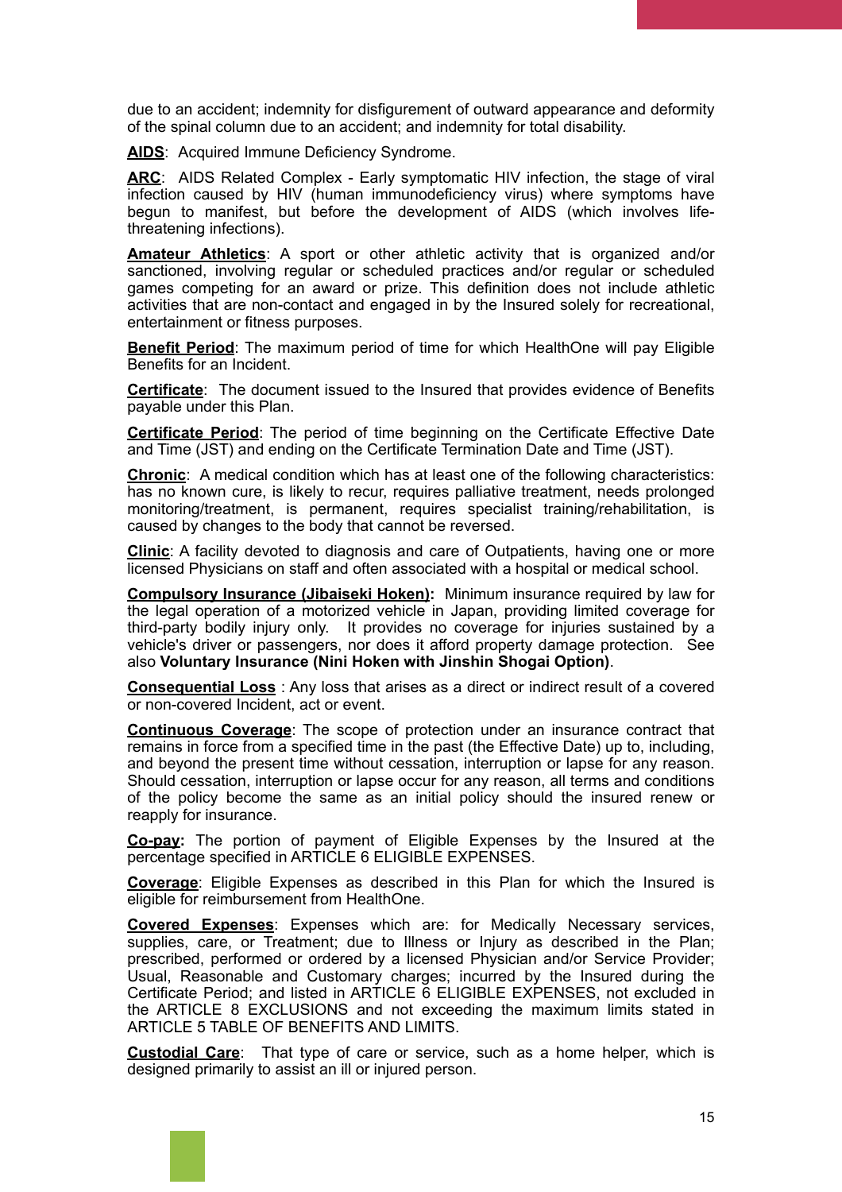due to an accident; indemnity for disfigurement of outward appearance and deformity of the spinal column due to an accident; and indemnity for total disability.

**AIDS**: Acquired Immune Deficiency Syndrome.

**ARC**: AIDS Related Complex - Early symptomatic HIV infection, the stage of viral infection caused by HIV (human immunodeficiency virus) where symptoms have begun to manifest, but before the development of AIDS (which involves life-threatening infections).

**Amateur Athletics**: A sport or other athletic activity that is organized and/or sanctioned, involving regular or scheduled practices and/or regular or scheduled games competing for an award or prize. This definition does not include athletic activities that are non-contact and engaged in by the Insured solely for recreational, entertainment or fitness purposes.

**Benefit Period**: The maximum period of time for which HealthOne will pay Eligible Benefits for an Incident.

**Certificate**: The document issued to the Insured that provides evidence of Benefits payable under this Plan.

**Certificate Period**: The period of time beginning on the Certificate Effective Date and Time (JST) and ending on the Certificate Termination Date and Time (JST).

**Chronic**: A medical condition which has at least one of the following characteristics: has no known cure, is likely to recur, requires palliative treatment, needs prolonged monitoring/treatment, is permanent, requires specialist training/rehabilitation, is caused by changes to the body that cannot be reversed.

**Clinic**: A facility devoted to diagnosis and care of Outpatients, having one or more licensed Physicians on staff and often associated with a hospital or medical school.

**Compulsory Insurance (Jibaiseki Hoken):** Minimum insurance required by law for the legal operation of a motorized vehicle in Japan, providing limited coverage for third-party bodily injury only. It provides no coverage for injuries sustained by a vehicle's driver or passengers, nor does it afford property damage protection. See also **Voluntary Insurance (Nini Hoken with Jinshin Shogai Option)**.

**Consequential Loss** : Any loss that arises as a direct or indirect result of a covered or non-covered Incident, act or event.

**Continuous Coverage**: The scope of protection under an insurance contract that remains in force from a specified time in the past (the Effective Date) up to, including, and beyond the present time without cessation, interruption or lapse for any reason. Should cessation, interruption or lapse occur for any reason, all terms and conditions of the policy become the same as an initial policy should the insured renew or reapply for insurance.

**Co-pay:** The portion of payment of Eligible Expenses by the Insured at the percentage specified in ARTICLE 6 ELIGIBLE EXPENSES.

**Coverage**: Eligible Expenses as described in this Plan for which the Insured is eligible for reimbursement from HealthOne.

**Covered Expenses**: Expenses which are: for Medically Necessary services, supplies, care, or Treatment; due to Illness or Injury as described in the Plan; prescribed, performed or ordered by a licensed Physician and/or Service Provider; Usual, Reasonable and Customary charges; incurred by the Insured during the Certificate Period; and listed in ARTICLE 6 ELIGIBLE EXPENSES, not excluded in the ARTICLE 8 EXCLUSIONS and not exceeding the maximum limits stated in ARTICLE 5 TABLE OF BENEFITS AND LIMITS.

**Custodial Care**: That type of care or service, such as a home helper, which is designed primarily to assist an ill or injured person.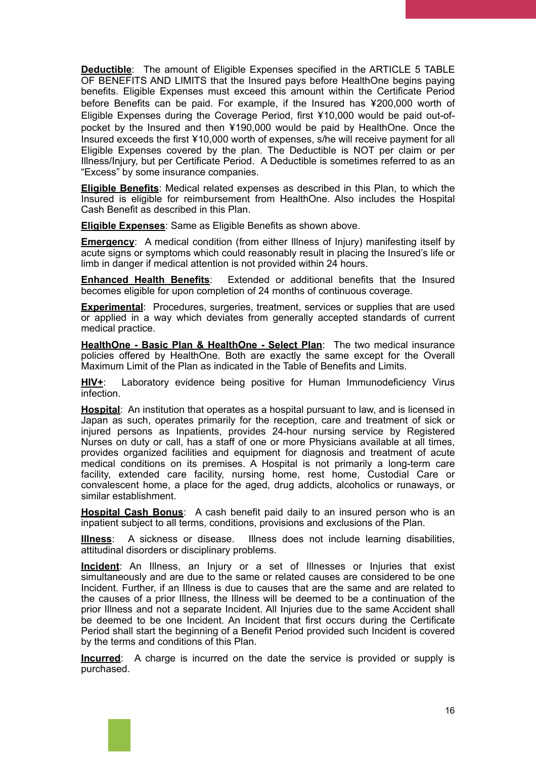**Deductible**: The amount of Eligible Expenses specified in the ARTICLE 5 TABLE OF BENEFITS AND LIMITS that the Insured pays before HealthOne begins paying benefits. Eligible Expenses must exceed this amount within the Certificate Period before Benefits can be paid. For example, if the Insured has ¥200,000 worth of Eligible Expenses during the Coverage Period, first ¥10,000 would be paid out-of-pocket by the Insured and then ¥190,000 would be paid by HealthOne. Once the Insured exceeds the first ¥10,000 worth of expenses, s/he will receive payment for all Eligible Expenses covered by the plan. The Deductible is NOT per claim or per Illness/Injury, but per Certificate Period. A Deductible is sometimes referred to as an "Excess" by some insurance companies.

**Eligible Benefits**: Medical related expenses as described in this Plan, to which the Insured is eligible for reimbursement from HealthOne. Also includes the Hospital Cash Benefit as described in this Plan.

**Eligible Expenses**: Same as Eligible Benefits as shown above.

**Emergency**: A medical condition (from either Illness of Injury) manifesting itself by acute signs or symptoms which could reasonably result in placing the Insured's life or limb in danger if medical attention is not provided within 24 hours.

**Enhanced Health Benefits**: Extended or additional benefits that the Insured becomes eligible for upon completion of 24 months of continuous coverage.

**Experimental**: Procedures, surgeries, treatment, services or supplies that are used or applied in a way which deviates from generally accepted standards of current medical practice.

**HealthOne - Basic Plan & HealthOne - Select Plan**: The two medical insurance policies offered by HealthOne. Both are exactly the same except for the Overall Maximum Limit of the Plan as indicated in the Table of Benefits and Limits.

**HIV+**: Laboratory evidence being positive for Human Immunodeficiency Virus infection.

**Hospital**: An institution that operates as a hospital pursuant to law, and is licensed in Japan as such, operates primarily for the reception, care and treatment of sick or injured persons as Inpatients, provides 24-hour nursing service by Registered Nurses on duty or call, has a staff of one or more Physicians available at all times, provides organized facilities and equipment for diagnosis and treatment of acute medical conditions on its premises. A Hospital is not primarily a long-term care facility, extended care facility, nursing home, rest home, Custodial Care or convalescent home, a place for the aged, drug addicts, alcoholics or runaways, or similar establishment.

**Hospital Cash Bonus**: A cash benefit paid daily to an insured person who is an inpatient subject to all terms, conditions, provisions and exclusions of the Plan.

**Illness**: A sickness or disease. Illness does not include learning disabilities, attitudinal disorders or disciplinary problems.

**Incident**: An Illness, an Injury or a set of Illnesses or Injuries that exist simultaneously and are due to the same or related causes are considered to be one Incident. Further, if an Illness is due to causes that are the same and are related to the causes of a prior Illness, the Illness will be deemed to be a continuation of the prior Illness and not a separate Incident. All Injuries due to the same Accident shall be deemed to be one Incident. An Incident that first occurs during the Certificate Period shall start the beginning of a Benefit Period provided such Incident is covered by the terms and conditions of this Plan.

**Incurred**: A charge is incurred on the date the service is provided or supply is purchased.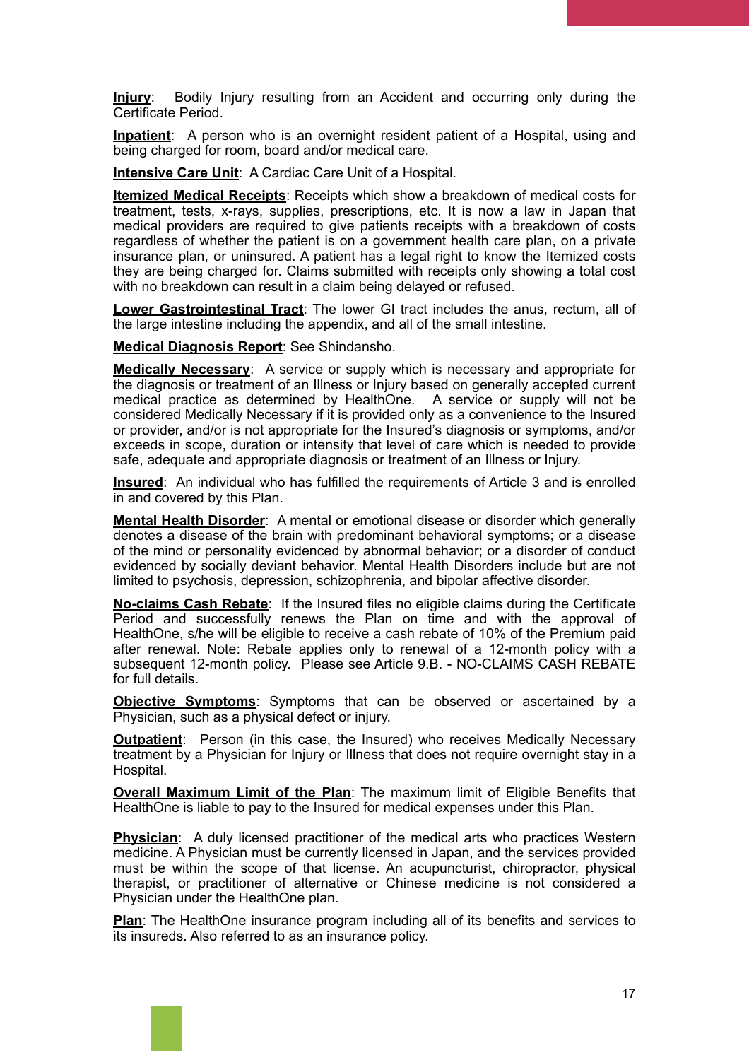**Injury**: Bodily Injury resulting from an Accident and occurring only during the Certificate Period.

**Inpatient**: A person who is an overnight resident patient of a Hospital, using and being charged for room, board and/or medical care.

**Intensive Care Unit**: A Cardiac Care Unit of a Hospital.

**Itemized Medical Receipts**: Receipts which show a breakdown of medical costs for treatment, tests, x-rays, supplies, prescriptions, etc. It is now a law in Japan that medical providers are required to give patients receipts with a breakdown of costs regardless of whether the patient is on a government health care plan, on a private insurance plan, or uninsured. A patient has a legal right to know the Itemized costs they are being charged for. Claims submitted with receipts only showing a total cost with no breakdown can result in a claim being delayed or refused.

**Lower Gastrointestinal Tract**: The lower GI tract includes the anus, rectum, all of the large intestine including the appendix, and all of the small intestine.

**Medical Diagnosis Report**: See Shindansho.

**Medically Necessary**: A service or supply which is necessary and appropriate for the diagnosis or treatment of an Illness or Injury based on generally accepted current medical practice as determined by HealthOne. A service or supply will not be considered Medically Necessary if it is provided only as a convenience to the Insured or provider, and/or is not appropriate for the Insured's diagnosis or symptoms, and/or exceeds in scope, duration or intensity that level of care which is needed to provide safe, adequate and appropriate diagnosis or treatment of an Illness or Injury.

**Insured**: An individual who has fulfilled the requirements of Article 3 and is enrolled in and covered by this Plan.

**Mental Health Disorder**: A mental or emotional disease or disorder which generally denotes a disease of the brain with predominant behavioral symptoms; or a disease of the mind or personality evidenced by abnormal behavior; or a disorder of conduct evidenced by socially deviant behavior. Mental Health Disorders include but are not limited to psychosis, depression, schizophrenia, and bipolar affective disorder.

**No-claims Cash Rebate**: If the Insured files no eligible claims during the Certificate Period and successfully renews the Plan on time and with the approval of HealthOne, s/he will be eligible to receive a cash rebate of 10% of the Premium paid after renewal. Note: Rebate applies only to renewal of a 12-month policy with a subsequent 12-month policy. Please see Article 9.B. - NO-CLAIMS CASH REBATE for full details.

**Objective Symptoms**: Symptoms that can be observed or ascertained by a Physician, such as a physical defect or injury.

**Outpatient**: Person (in this case, the Insured) who receives Medically Necessary treatment by a Physician for Injury or Illness that does not require overnight stay in a Hospital.

**Overall Maximum Limit of the Plan**: The maximum limit of Eligible Benefits that HealthOne is liable to pay to the Insured for medical expenses under this Plan.

**Physician**: A duly licensed practitioner of the medical arts who practices Western medicine. A Physician must be currently licensed in Japan, and the services provided must be within the scope of that license. An acupuncturist, chiropractor, physical therapist, or practitioner of alternative or Chinese medicine is not considered a Physician under the HealthOne plan.

**Plan**: The HealthOne insurance program including all of its benefits and services to its insureds. Also referred to as an insurance policy.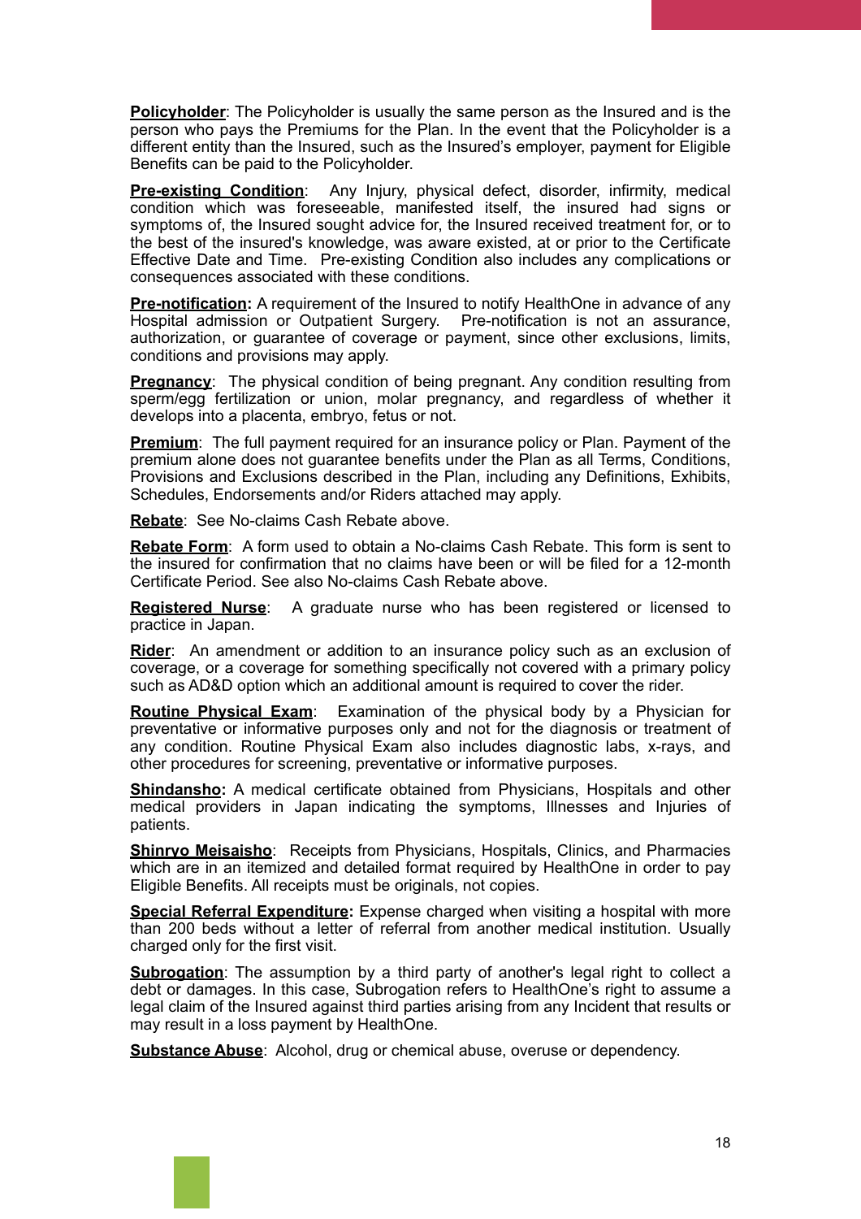**<u>Policyholder</u>**: The Policyholder is usually the same person as the Insured and is the person who pays the Premiums for the Plan. In the event that the Policyholder is a different entity than the Insured, such as the Insured's employer, payment for Eligible Benefits can be paid to the Policyholder.

**<u>Pre-existing Condition</u>**: Any Injury, physical defect, disorder, infirmity, medical condition which was foreseeable, manifested itself, the insured had signs or symptoms of, the Insured sought advice for, the Insured received treatment for, or to the best of the insured's knowledge, was aware existed, at or prior to the Certificate Effective Date and Time. Pre-existing Condition also includes any complications or consequences associated with these conditions.

**<u>Pre-notification</u>:** A requirement of the Insured to notify HealthOne in advance of any Hospital admission or Outpatient Surgery. Pre-notification is not an assurance, authorization, or guarantee of coverage or payment, since other exclusions, limits, conditions and provisions may apply.

**<u>Pregnancy</u>**: The physical condition of being pregnant. Any condition resulting from sperm/egg fertilization or union, molar pregnancy, and regardless of whether it develops into a placenta, embryo, fetus or not.

**<u>Premium</u>**: The full payment required for an insurance policy or Plan. Payment of the premium alone does not guarantee benefits under the Plan as all Terms, Conditions, Provisions and Exclusions described in the Plan, including any Definitions, Exhibits, Schedules, Endorsements and/or Riders attached may apply.

**<u>Rebate</u>**: See No-claims Cash Rebate above.

**<u>Rebate Form</u>**: A form used to obtain a No-claims Cash Rebate. This form is sent to the insured for confirmation that no claims have been or will be filed for a 12-month Certificate Period. See also No-claims Cash Rebate above.

**<u>Registered Nurse</u>**: A graduate nurse who has been registered or licensed to practice in Japan.

**<u>Rider</u>**: An amendment or addition to an insurance policy such as an exclusion of coverage, or a coverage for something specifically not covered with a primary policy such as AD&D option which an additional amount is required to cover the rider.

**<u>Routine Physical Exam</u>**: Examination of the physical body by a Physician for preventative or informative purposes only and not for the diagnosis or treatment of any condition. Routine Physical Exam also includes diagnostic labs, x-rays, and other procedures for screening, preventative or informative purposes.

**<u>Shindansho</u>:** A medical certificate obtained from Physicians, Hospitals and other medical providers in Japan indicating the symptoms, Illnesses and Injuries of patients.

**<u>Shinryo Meisaisho</u>**: Receipts from Physicians, Hospitals, Clinics, and Pharmacies which are in an itemized and detailed format required by HealthOne in order to pay Eligible Benefits. All receipts must be originals, not copies.

**<u>Special Referral Expenditure</u>:** Expense charged when visiting a hospital with more than 200 beds without a letter of referral from another medical institution. Usually charged only for the first visit.

**<u>Subrogation</u>**: The assumption by a third party of another's legal right to collect a debt or damages. In this case, Subrogation refers to HealthOne's right to assume a legal claim of the Insured against third parties arising from any Incident that results or may result in a loss payment by HealthOne.

**<u>Substance Abuse</u>**: Alcohol, drug or chemical abuse, overuse or dependency.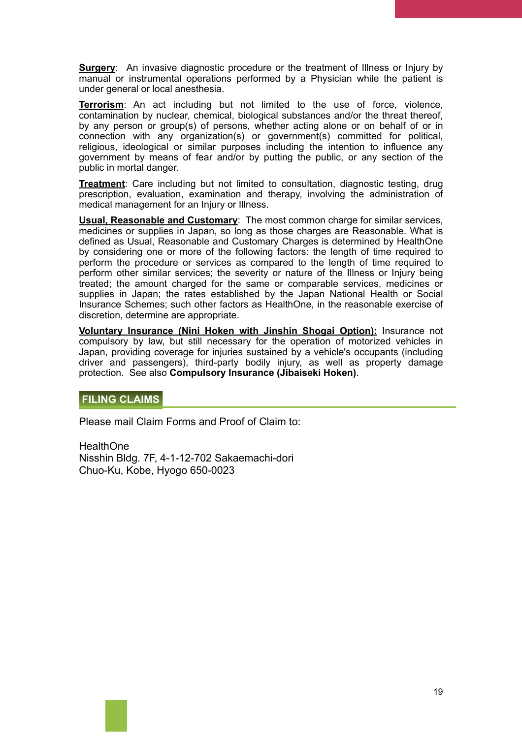**Surgery**: An invasive diagnostic procedure or the treatment of Illness or Injury by manual or instrumental operations performed by a Physician while the patient is under general or local anesthesia.

**Terrorism**: An act including but not limited to the use of force, violence, contamination by nuclear, chemical, biological substances and/or the threat thereof, by any person or group(s) of persons, whether acting alone or on behalf of or in connection with any organization(s) or government(s) committed for political, religious, ideological or similar purposes including the intention to influence any government by means of fear and/or by putting the public, or any section of the public in mortal danger.

**Treatment**: Care including but not limited to consultation, diagnostic testing, drug prescription, evaluation, examination and therapy, involving the administration of medical management for an Injury or Illness.

**Usual, Reasonable and Customary**: The most common charge for similar services, medicines or supplies in Japan, so long as those charges are Reasonable. What is defined as Usual, Reasonable and Customary Charges is determined by HealthOne by considering one or more of the following factors: the length of time required to perform the procedure or services as compared to the length of time required to perform other similar services; the severity or nature of the Illness or Injury being treated; the amount charged for the same or comparable services, medicines or supplies in Japan; the rates established by the Japan National Health or Social Insurance Schemes; such other factors as HealthOne, in the reasonable exercise of discretion, determine are appropriate.

**Voluntary Insurance (Nini Hoken with Jinshin Shogai Option):** Insurance not compulsory by law, but still necessary for the operation of motorized vehicles in Japan, providing coverage for injuries sustained by a vehicle's occupants (including driver and passengers), third-party bodily injury, as well as property damage protection. See also **Compulsory Insurance (Jibaiseki Hoken)**.

## FILING CLAIMS

Please mail Claim Forms and Proof of Claim to:

HealthOne
Nisshin Bldg. 7F, 4-1-12-702 Sakaemachi-dori
Chuo-Ku, Kobe, Hyogo 650-0023